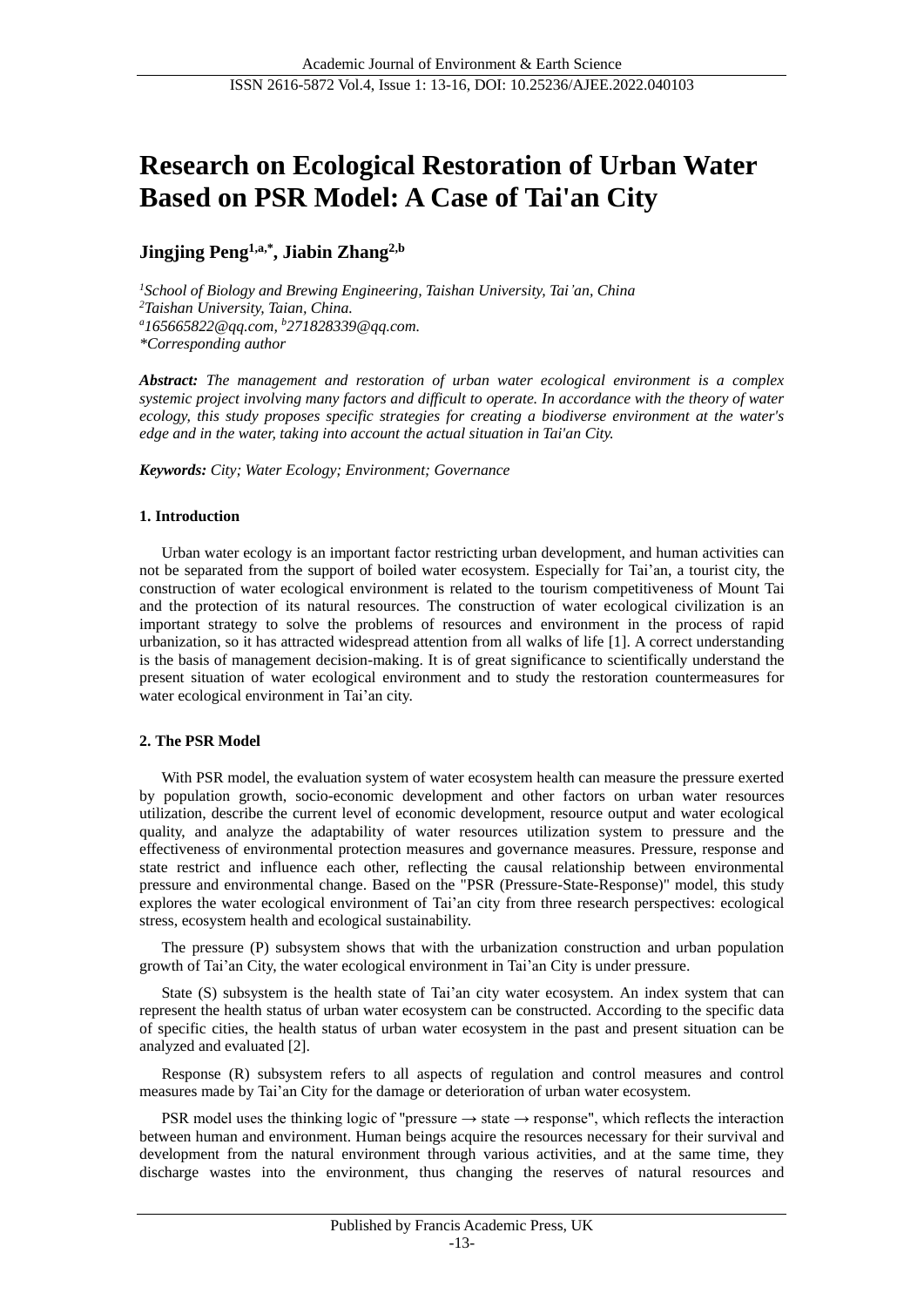# Research on Ecological Restoration of Urban Water Based on PSR Model: A Case of Tai'an City

**Jingjing Peng[1,a,*], Jiabin Zhang[2,b]**

*[1]School of Biology and Brewing Engineering, Taishan University, Tai'an, China*
*[2]Taishan University, Taian, China.*
*[a]165665822@qq.com, [b]271828339@qq.com.*
*\*Corresponding author*

***Abstract:*** *The management and restoration of urban water ecological environment is a complex systemic project involving many factors and difficult to operate. In accordance with the theory of water ecology, this study proposes specific strategies for creating a biodiverse environment at the water's edge and in the water, taking into account the actual situation in Tai'an City.*

***Keywords:*** *City; Water Ecology; Environment; Governance*

## 1. Introduction

Urban water ecology is an important factor restricting urban development, and human activities can not be separated from the support of boiled water ecosystem. Especially for Tai'an, a tourist city, the construction of water ecological environment is related to the tourism competitiveness of Mount Tai and the protection of its natural resources. The construction of water ecological civilization is an important strategy to solve the problems of resources and environment in the process of rapid urbanization, so it has attracted widespread attention from all walks of life [1]. A correct understanding is the basis of management decision-making. It is of great significance to scientifically understand the present situation of water ecological environment and to study the restoration countermeasures for water ecological environment in Tai'an city.

## 2. The PSR Model

With PSR model, the evaluation system of water ecosystem health can measure the pressure exerted by population growth, socio-economic development and other factors on urban water resources utilization, describe the current level of economic development, resource output and water ecological quality, and analyze the adaptability of water resources utilization system to pressure and the effectiveness of environmental protection measures and governance measures. Pressure, response and state restrict and influence each other, reflecting the causal relationship between environmental pressure and environmental change. Based on the "PSR (Pressure-State-Response)" model, this study explores the water ecological environment of Tai'an city from three research perspectives: ecological stress, ecosystem health and ecological sustainability.

The pressure (P) subsystem shows that with the urbanization construction and urban population growth of Tai'an City, the water ecological environment in Tai'an City is under pressure.

State (S) subsystem is the health state of Tai'an city water ecosystem. An index system that can represent the health status of urban water ecosystem can be constructed. According to the specific data of specific cities, the health status of urban water ecosystem in the past and present situation can be analyzed and evaluated [2].

Response (R) subsystem refers to all aspects of regulation and control measures and control measures made by Tai'an City for the damage or deterioration of urban water ecosystem.

PSR model uses the thinking logic of "pressure → state → response", which reflects the interaction between human and environment. Human beings acquire the resources necessary for their survival and development from the natural environment through various activities, and at the same time, they discharge wastes into the environment, thus changing the reserves of natural resources and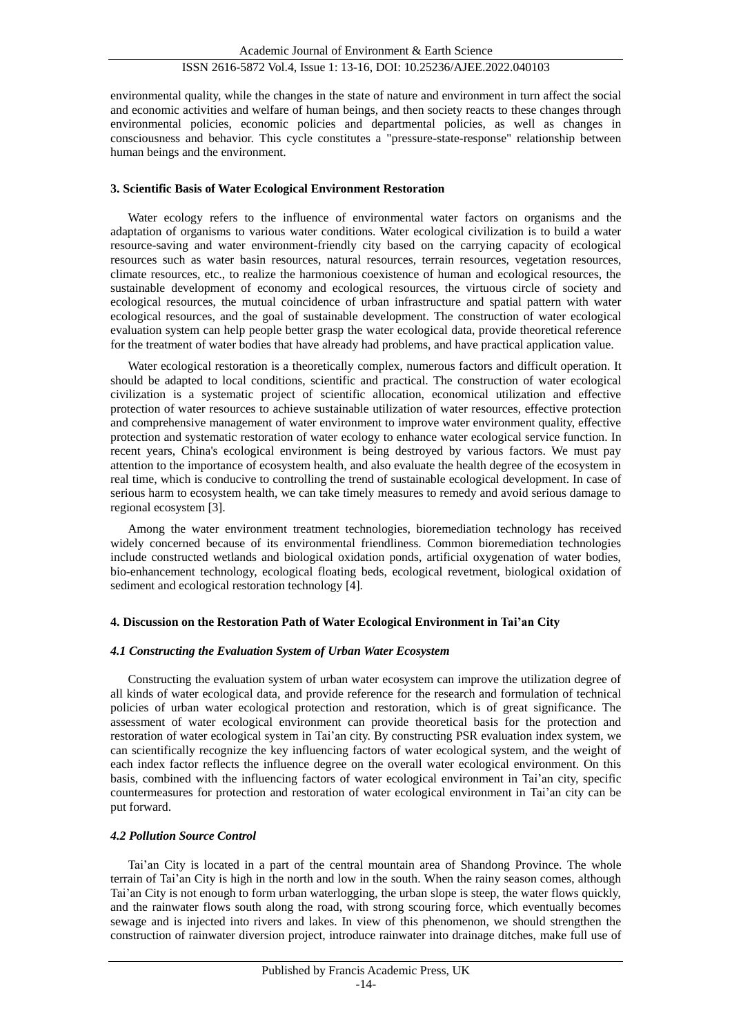environmental quality, while the changes in the state of nature and environment in turn affect the social and economic activities and welfare of human beings, and then society reacts to these changes through environmental policies, economic policies and departmental policies, as well as changes in consciousness and behavior. This cycle constitutes a "pressure-state-response" relationship between human beings and the environment.

## 3. Scientific Basis of Water Ecological Environment Restoration

Water ecology refers to the influence of environmental water factors on organisms and the adaptation of organisms to various water conditions. Water ecological civilization is to build a water resource-saving and water environment-friendly city based on the carrying capacity of ecological resources such as water basin resources, natural resources, terrain resources, vegetation resources, climate resources, etc., to realize the harmonious coexistence of human and ecological resources, the sustainable development of economy and ecological resources, the virtuous circle of society and ecological resources, the mutual coincidence of urban infrastructure and spatial pattern with water ecological resources, and the goal of sustainable development. The construction of water ecological evaluation system can help people better grasp the water ecological data, provide theoretical reference for the treatment of water bodies that have already had problems, and have practical application value.

Water ecological restoration is a theoretically complex, numerous factors and difficult operation. It should be adapted to local conditions, scientific and practical. The construction of water ecological civilization is a systematic project of scientific allocation, economical utilization and effective protection of water resources to achieve sustainable utilization of water resources, effective protection and comprehensive management of water environment to improve water environment quality, effective protection and systematic restoration of water ecology to enhance water ecological service function. In recent years, China's ecological environment is being destroyed by various factors. We must pay attention to the importance of ecosystem health, and also evaluate the health degree of the ecosystem in real time, which is conducive to controlling the trend of sustainable ecological development. In case of serious harm to ecosystem health, we can take timely measures to remedy and avoid serious damage to regional ecosystem [3].

Among the water environment treatment technologies, bioremediation technology has received widely concerned because of its environmental friendliness. Common bioremediation technologies include constructed wetlands and biological oxidation ponds, artificial oxygenation of water bodies, bio-enhancement technology, ecological floating beds, ecological revetment, biological oxidation of sediment and ecological restoration technology [4].

## 4. Discussion on the Restoration Path of Water Ecological Environment in Tai'an City

### *4.1 Constructing the Evaluation System of Urban Water Ecosystem*

Constructing the evaluation system of urban water ecosystem can improve the utilization degree of all kinds of water ecological data, and provide reference for the research and formulation of technical policies of urban water ecological protection and restoration, which is of great significance. The assessment of water ecological environment can provide theoretical basis for the protection and restoration of water ecological system in Tai'an city. By constructing PSR evaluation index system, we can scientifically recognize the key influencing factors of water ecological system, and the weight of each index factor reflects the influence degree on the overall water ecological environment. On this basis, combined with the influencing factors of water ecological environment in Tai'an city, specific countermeasures for protection and restoration of water ecological environment in Tai'an city can be put forward.

### *4.2 Pollution Source Control*

Tai'an City is located in a part of the central mountain area of Shandong Province. The whole terrain of Tai'an City is high in the north and low in the south. When the rainy season comes, although Tai'an City is not enough to form urban waterlogging, the urban slope is steep, the water flows quickly, and the rainwater flows south along the road, with strong scouring force, which eventually becomes sewage and is injected into rivers and lakes. In view of this phenomenon, we should strengthen the construction of rainwater diversion project, introduce rainwater into drainage ditches, make full use of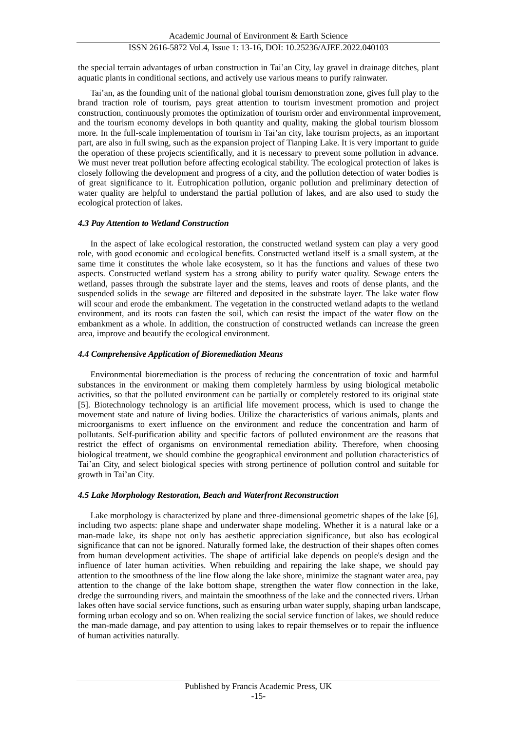the special terrain advantages of urban construction in Tai'an City, lay gravel in drainage ditches, plant aquatic plants in conditional sections, and actively use various means to purify rainwater.

Tai'an, as the founding unit of the national global tourism demonstration zone, gives full play to the brand traction role of tourism, pays great attention to tourism investment promotion and project construction, continuously promotes the optimization of tourism order and environmental improvement, and the tourism economy develops in both quantity and quality, making the global tourism blossom more. In the full-scale implementation of tourism in Tai'an city, lake tourism projects, as an important part, are also in full swing, such as the expansion project of Tianping Lake. It is very important to guide the operation of these projects scientifically, and it is necessary to prevent some pollution in advance. We must never treat pollution before affecting ecological stability. The ecological protection of lakes is closely following the development and progress of a city, and the pollution detection of water bodies is of great significance to it. Eutrophication pollution, organic pollution and preliminary detection of water quality are helpful to understand the partial pollution of lakes, and are also used to study the ecological protection of lakes.

#### *4.3 Pay Attention to Wetland Construction*

In the aspect of lake ecological restoration, the constructed wetland system can play a very good role, with good economic and ecological benefits. Constructed wetland itself is a small system, at the same time it constitutes the whole lake ecosystem, so it has the functions and values of these two aspects. Constructed wetland system has a strong ability to purify water quality. Sewage enters the wetland, passes through the substrate layer and the stems, leaves and roots of dense plants, and the suspended solids in the sewage are filtered and deposited in the substrate layer. The lake water flow will scour and erode the embankment. The vegetation in the constructed wetland adapts to the wetland environment, and its roots can fasten the soil, which can resist the impact of the water flow on the embankment as a whole. In addition, the construction of constructed wetlands can increase the green area, improve and beautify the ecological environment.

#### *4.4 Comprehensive Application of Bioremediation Means*

Environmental bioremediation is the process of reducing the concentration of toxic and harmful substances in the environment or making them completely harmless by using biological metabolic activities, so that the polluted environment can be partially or completely restored to its original state [5]. Biotechnology technology is an artificial life movement process, which is used to change the movement state and nature of living bodies. Utilize the characteristics of various animals, plants and microorganisms to exert influence on the environment and reduce the concentration and harm of pollutants. Self-purification ability and specific factors of polluted environment are the reasons that restrict the effect of organisms on environmental remediation ability. Therefore, when choosing biological treatment, we should combine the geographical environment and pollution characteristics of Tai'an City, and select biological species with strong pertinence of pollution control and suitable for growth in Tai'an City.

#### *4.5 Lake Morphology Restoration, Beach and Waterfront Reconstruction*

Lake morphology is characterized by plane and three-dimensional geometric shapes of the lake [6], including two aspects: plane shape and underwater shape modeling. Whether it is a natural lake or a man-made lake, its shape not only has aesthetic appreciation significance, but also has ecological significance that can not be ignored. Naturally formed lake, the destruction of their shapes often comes from human development activities. The shape of artificial lake depends on people's design and the influence of later human activities. When rebuilding and repairing the lake shape, we should pay attention to the smoothness of the line flow along the lake shore, minimize the stagnant water area, pay attention to the change of the lake bottom shape, strengthen the water flow connection in the lake, dredge the surrounding rivers, and maintain the smoothness of the lake and the connected rivers. Urban lakes often have social service functions, such as ensuring urban water supply, shaping urban landscape, forming urban ecology and so on. When realizing the social service function of lakes, we should reduce the man-made damage, and pay attention to using lakes to repair themselves or to repair the influence of human activities naturally.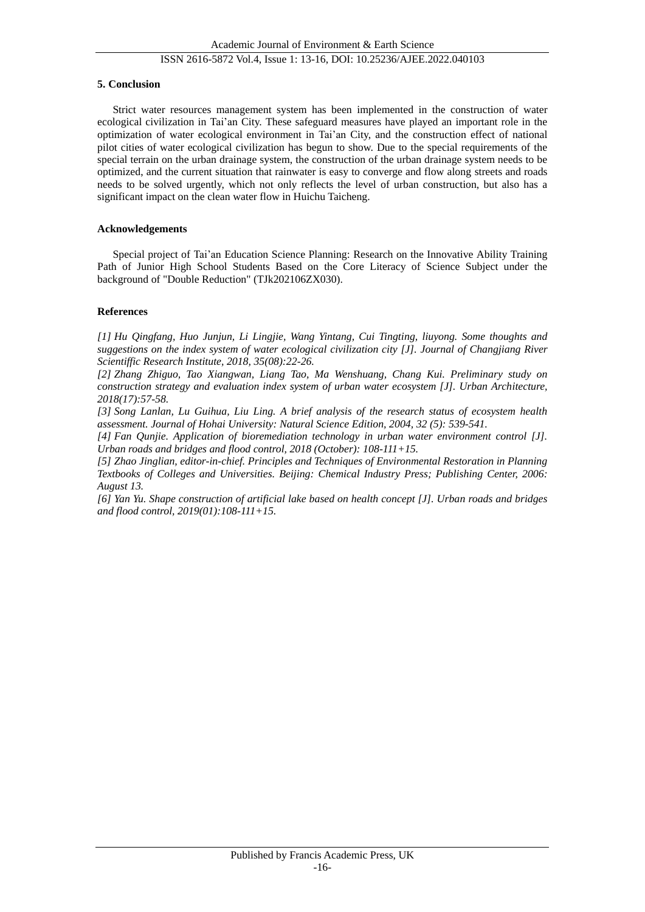## 5. Conclusion

Strict water resources management system has been implemented in the construction of water ecological civilization in Tai'an City. These safeguard measures have played an important role in the optimization of water ecological environment in Tai'an City, and the construction effect of national pilot cities of water ecological civilization has begun to show. Due to the special requirements of the special terrain on the urban drainage system, the construction of the urban drainage system needs to be optimized, and the current situation that rainwater is easy to converge and flow along streets and roads needs to be solved urgently, which not only reflects the level of urban construction, but also has a significant impact on the clean water flow in Huichu Taicheng.

## Acknowledgements

Special project of Tai'an Education Science Planning: Research on the Innovative Ability Training Path of Junior High School Students Based on the Core Literacy of Science Subject under the background of "Double Reduction" (TJk202106ZX030).

## References

*[1] Hu Qingfang, Huo Junjun, Li Lingjie, Wang Yintang, Cui Tingting, liuyong. Some thoughts and suggestions on the index system of water ecological civilization city [J]. Journal of Changjiang River Scientiffic Research Institute, 2018, 35(08):22-26.*

*[2] Zhang Zhiguo, Tao Xiangwan, Liang Tao, Ma Wenshuang, Chang Kui. Preliminary study on construction strategy and evaluation index system of urban water ecosystem [J]. Urban Architecture, 2018(17):57-58.*

*[3] Song Lanlan, Lu Guihua, Liu Ling. A brief analysis of the research status of ecosystem health assessment. Journal of Hohai University: Natural Science Edition, 2004, 32 (5): 539-541.*

*[4] Fan Qunjie. Application of bioremediation technology in urban water environment control [J]. Urban roads and bridges and flood control, 2018 (October): 108-111+15.*

*[5] Zhao Jinglian, editor-in-chief. Principles and Techniques of Environmental Restoration in Planning Textbooks of Colleges and Universities. Beijing: Chemical Industry Press; Publishing Center, 2006: August 13.*

*[6] Yan Yu. Shape construction of artificial lake based on health concept [J]. Urban roads and bridges and flood control, 2019(01):108-111+15.*